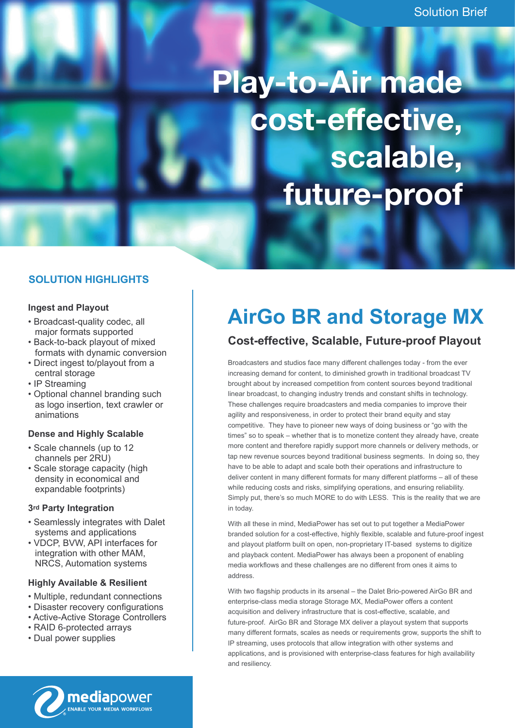Solution Brief

# Play-to-Air made cost-effective, scalable, future-proof

## AirGo BR and Storage MX

### Cost-effective, Scalable, Future-proof Playout

Broadcasters and studios face many different challenges today - from the ever increasing demand for content, to diminished growth in traditional broadcast TV brought about by increased competition from content sources beyond traditional linear broadcast, to changing industry trends and constant shifts in technology. These challenges require broadcasters and media companies to improve their agility and responsiveness, in order to protect their brand equity and stay competitive. They have to pioneer new ways of doing business or "go with the times" so to speak – whether that is to monetize content they already have, create more content and therefore rapidly support more channels or delivery methods, or tap new revenue sources beyond traditional business segments. In doing so, they have to be able to adapt and scale both their operations and infrastructure to deliver content in many different formats for many different platforms – all of these while reducing costs and risks, simplifying operations, and ensuring reliability. Simply put, there's so much MORE to do with LESS. This is the reality that we are in today.

With all these in mind, MediaPower has set out to put together a MediaPower branded solution for a cost-effective, highly flexible, scalable and future-proof ingest and playout platform built on open, non-proprietary IT-based systems to digitize and playback content. MediaPower has always been a proponent of enabling media workflows and these challenges are no different from ones it aims to address.

With two flagship products in its arsenal – the Dalet Brio-powered AirGo BR and enterprise-class media storage Storage MX, MediaPower offers a content acquisition and delivery infrastructure that is cost-effective, scalable, and future-proof. AirGo BR and Storage MX deliver a playout system that supports many different formats, scales as needs or requirements grow, supports the shift to IP streaming, uses protocols that allow integration with other systems and applications, and is provisioned with enterprise-class features for high availability and resiliency.

## SOLUTION HIGHLIGHTS

### Ingest and Playout

- Broadcast-quality codec, all major formats supported
- Back-to-back playout of mixed formats with dynamic conversion
- Direct ingest to/playout from a central storage
- IP Streaming
- Optional channel branding such as logo insertion, text crawler or animations

### Dense and Highly Scalable

- Scale channels (up to 12 channels per 2RU)
- Scale storage capacity (high density in economical and expandable footprints)

### 3rd Party Integration

- Seamlessly integrates with Dalet systems and applications
- VDCP, BVW, API interfaces for integration with other MAM, NRCS, Automation systems

### Highly Available & Resilient

- Multiple, redundant connections
- Disaster recovery configurations
- Active-Active Storage Controllers
- RAID 6-protected arrays
- Dual power supplies

mediapower
ENABLE YOUR MEDIA WORKFLOWS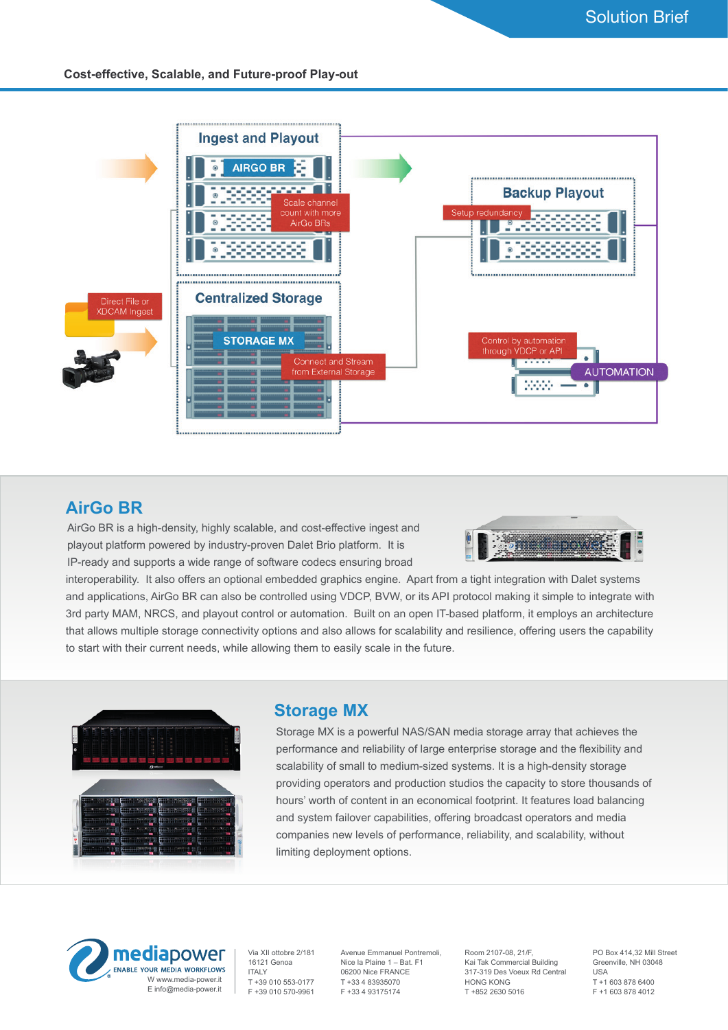Solution Brief

## Cost-effective, Scalable, and Future-proof Play-out

Ingest and Playout

AIRGO BR

Scale channel count with more AirGo BRs

Backup Playout

Setup redundancy

Direct File or XDCAM Ingest

Centralized Storage

STORAGE MX

Connect and Stream from External Storage

Control by automation through VDCP or API

AUTOMATION

## AirGo BR

AirGo BR is a high-density, highly scalable, and cost-effective ingest and playout platform powered by industry-proven Dalet Brio platform. It is IP-ready and supports a wide range of software codecs ensuring broad interoperability. It also offers an optional embedded graphics engine. Apart from a tight integration with Dalet systems and applications, AirGo BR can also be controlled using VDCP, BVW, or its API protocol making it simple to integrate with 3rd party MAM, NRCS, and playout control or automation. Built on an open IT-based platform, it employs an architecture that allows multiple storage connectivity options and also allows for scalability and resilience, offering users the capability to start with their current needs, while allowing them to easily scale in the future.

## Storage MX

Storage MX is a powerful NAS/SAN media storage array that achieves the performance and reliability of large enterprise storage and the flexibility and scalability of small to medium-sized systems. It is a high-density storage providing operators and production studios the capacity to store thousands of hours' worth of content in an economical footprint. It features load balancing and system failover capabilities, offering broadcast operators and media companies new levels of performance, reliability, and scalability, without limiting deployment options.

mediapower
ENABLE YOUR MEDIA WORKFLOWS
W www.media-power.it
E info@media-power.it

Via XII ottobre 2/181
16121 Genoa
ITALY
T +39 010 553-0177
F +39 010 570-9961

Avenue Emmanuel Pontremoli,
Nice la Plaine 1 – Bat. F1
06200 Nice FRANCE
T +33 4 83935070
F +33 4 93175174

Room 2107-08, 21/F,
Kai Tak Commercial Building
317-319 Des Voeux Rd Central
HONG KONG
T +852 2630 5016

PO Box 414,32 Mill Street
Greenville, NH 03048
USA
T +1 603 878 6400
F +1 603 878 4012